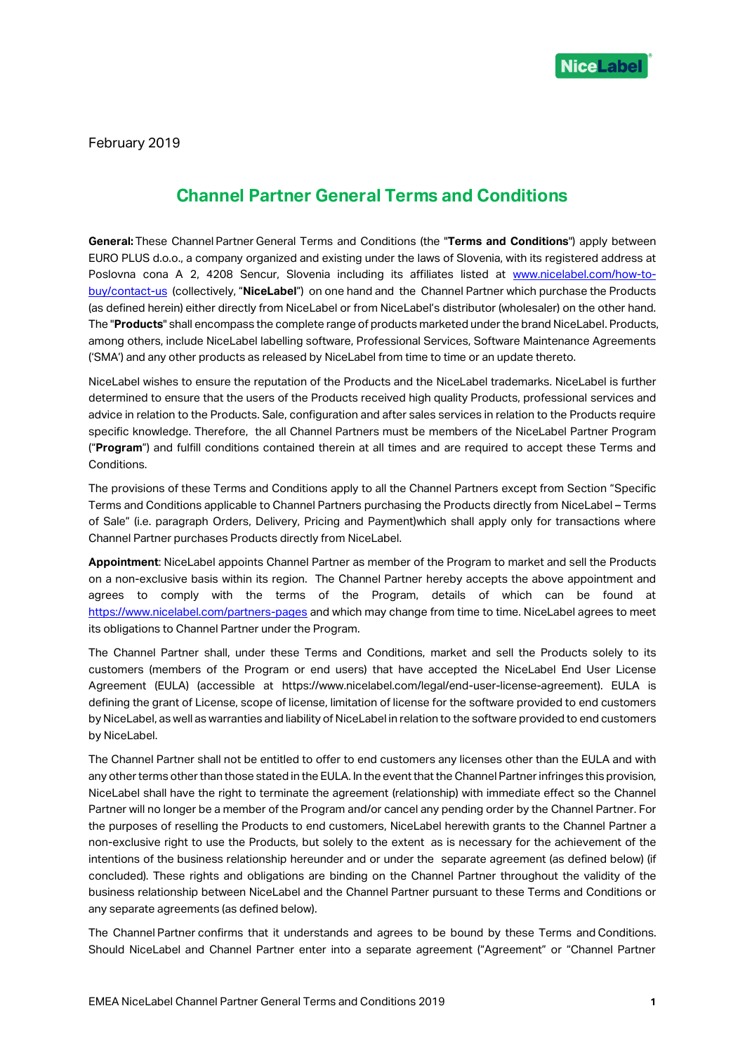February 2019

# Channel Partner General Terms and Conditions

**General:** These Channel Partner General Terms and Conditions (the "**Terms and Conditions**") apply between EURO PLUS d.o.o., a company organized and existing under the laws of Slovenia, with its registered address at Poslovna cona A 2, 4208 Sencur, Slovenia including its affiliates listed at [www.nicelabel.com/how-to-buy/contact-us](www.nicelabel.com/how-to-buy/contact-us) (collectively, "**NiceLabel**") on one hand and the Channel Partner which purchase the Products (as defined herein) either directly from NiceLabel or from NiceLabel's distributor (wholesaler) on the other hand. The "**Products**" shall encompass the complete range of products marketed under the brand NiceLabel. Products, among others, include NiceLabel labelling software, Professional Services, Software Maintenance Agreements ('SMA') and any other products as released by NiceLabel from time to time or an update thereto.

NiceLabel wishes to ensure the reputation of the Products and the NiceLabel trademarks. NiceLabel is further determined to ensure that the users of the Products received high quality Products, professional services and advice in relation to the Products. Sale, configuration and after sales services in relation to the Products require specific knowledge. Therefore, the all Channel Partners must be members of the NiceLabel Partner Program ("**Program**") and fulfill conditions contained therein at all times and are required to accept these Terms and Conditions.

The provisions of these Terms and Conditions apply to all the Channel Partners except from Section "Specific Terms and Conditions applicable to Channel Partners purchasing the Products directly from NiceLabel – Terms of Sale" (i.e. paragraph Orders, Delivery, Pricing and Payment)which shall apply only for transactions where Channel Partner purchases Products directly from NiceLabel.

**Appointment**: NiceLabel appoints Channel Partner as member of the Program to market and sell the Products on a non-exclusive basis within its region. The Channel Partner hereby accepts the above appointment and agrees to comply with the terms of the Program, details of which can be found at [https://www.nicelabel.com/partners-pages](https://www.nicelabel.com/partners-pages) and which may change from time to time. NiceLabel agrees to meet its obligations to Channel Partner under the Program.

The Channel Partner shall, under these Terms and Conditions, market and sell the Products solely to its customers (members of the Program or end users) that have accepted the NiceLabel End User License Agreement (EULA) (accessible at https://www.nicelabel.com/legal/end-user-license-agreement). EULA is defining the grant of License, scope of license, limitation of license for the software provided to end customers by NiceLabel, as well as warranties and liability of NiceLabel in relation to the software provided to end customers by NiceLabel.

The Channel Partner shall not be entitled to offer to end customers any licenses other than the EULA and with any other terms other than those stated in the EULA. In the event that the Channel Partner infringes this provision, NiceLabel shall have the right to terminate the agreement (relationship) with immediate effect so the Channel Partner will no longer be a member of the Program and/or cancel any pending order by the Channel Partner. For the purposes of reselling the Products to end customers, NiceLabel herewith grants to the Channel Partner a non-exclusive right to use the Products, but solely to the extent as is necessary for the achievement of the intentions of the business relationship hereunder and or under the separate agreement (as defined below) (if concluded). These rights and obligations are binding on the Channel Partner throughout the validity of the business relationship between NiceLabel and the Channel Partner pursuant to these Terms and Conditions or any separate agreements (as defined below).

The Channel Partner confirms that it understands and agrees to be bound by these Terms and Conditions. Should NiceLabel and Channel Partner enter into a separate agreement ("Agreement" or "Channel Partner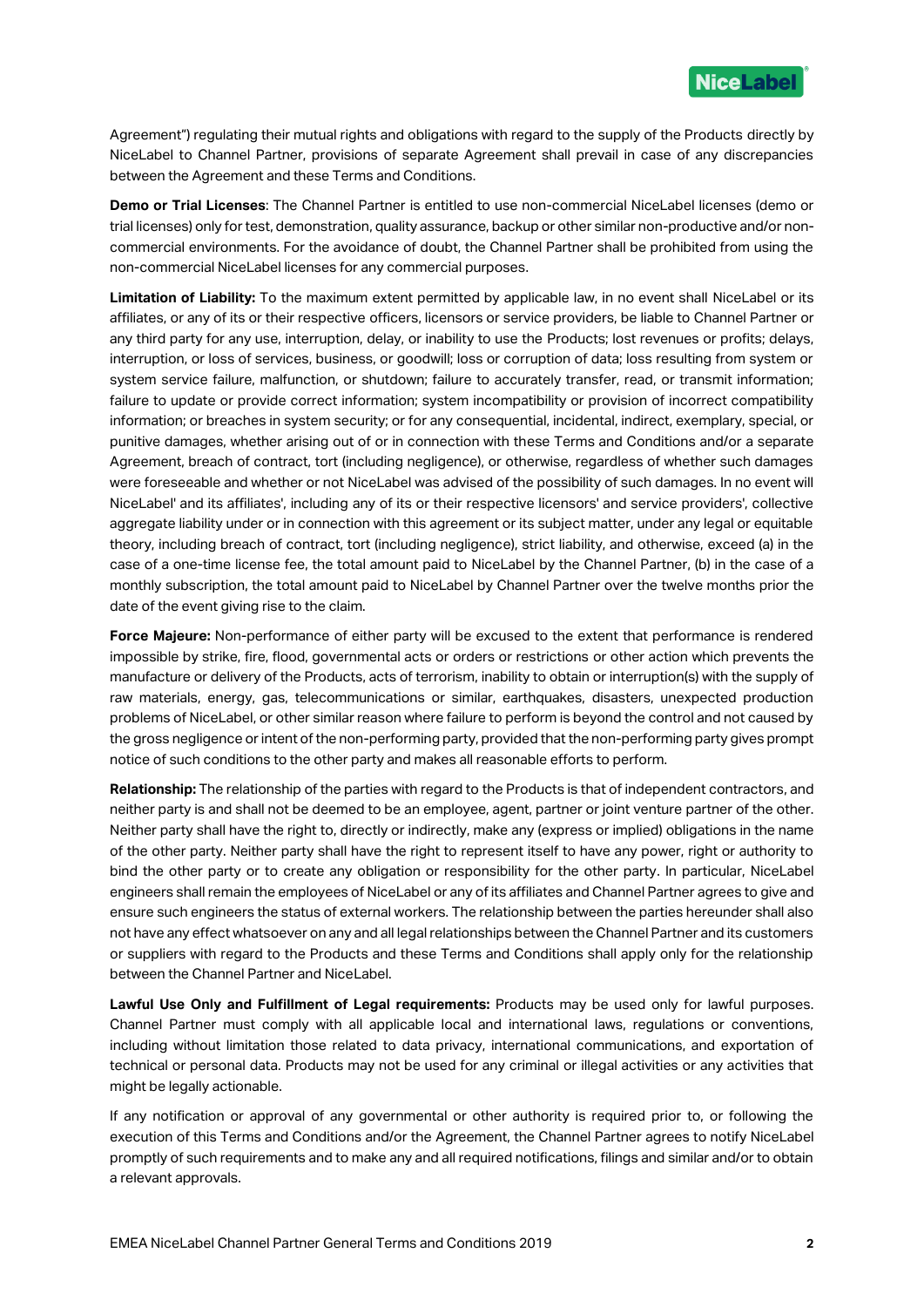Agreement") regulating their mutual rights and obligations with regard to the supply of the Products directly by NiceLabel to Channel Partner, provisions of separate Agreement shall prevail in case of any discrepancies between the Agreement and these Terms and Conditions.

**Demo or Trial Licenses**: The Channel Partner is entitled to use non-commercial NiceLabel licenses (demo or trial licenses) only for test, demonstration, quality assurance, backup or other similar non-productive and/or non-commercial environments. For the avoidance of doubt, the Channel Partner shall be prohibited from using the non-commercial NiceLabel licenses for any commercial purposes.

**Limitation of Liability:** To the maximum extent permitted by applicable law, in no event shall NiceLabel or its affiliates, or any of its or their respective officers, licensors or service providers, be liable to Channel Partner or any third party for any use, interruption, delay, or inability to use the Products; lost revenues or profits; delays, interruption, or loss of services, business, or goodwill; loss or corruption of data; loss resulting from system or system service failure, malfunction, or shutdown; failure to accurately transfer, read, or transmit information; failure to update or provide correct information; system incompatibility or provision of incorrect compatibility information; or breaches in system security; or for any consequential, incidental, indirect, exemplary, special, or punitive damages, whether arising out of or in connection with these Terms and Conditions and/or a separate Agreement, breach of contract, tort (including negligence), or otherwise, regardless of whether such damages were foreseeable and whether or not NiceLabel was advised of the possibility of such damages. In no event will NiceLabel' and its affiliates', including any of its or their respective licensors' and service providers', collective aggregate liability under or in connection with this agreement or its subject matter, under any legal or equitable theory, including breach of contract, tort (including negligence), strict liability, and otherwise, exceed (a) in the case of a one-time license fee, the total amount paid to NiceLabel by the Channel Partner, (b) in the case of a monthly subscription, the total amount paid to NiceLabel by Channel Partner over the twelve months prior the date of the event giving rise to the claim.

**Force Majeure:** Non-performance of either party will be excused to the extent that performance is rendered impossible by strike, fire, flood, governmental acts or orders or restrictions or other action which prevents the manufacture or delivery of the Products, acts of terrorism, inability to obtain or interruption(s) with the supply of raw materials, energy, gas, telecommunications or similar, earthquakes, disasters, unexpected production problems of NiceLabel, or other similar reason where failure to perform is beyond the control and not caused by the gross negligence or intent of the non-performing party, provided that the non-performing party gives prompt notice of such conditions to the other party and makes all reasonable efforts to perform.

**Relationship:** The relationship of the parties with regard to the Products is that of independent contractors, and neither party is and shall not be deemed to be an employee, agent, partner or joint venture partner of the other. Neither party shall have the right to, directly or indirectly, make any (express or implied) obligations in the name of the other party. Neither party shall have the right to represent itself to have any power, right or authority to bind the other party or to create any obligation or responsibility for the other party. In particular, NiceLabel engineers shall remain the employees of NiceLabel or any of its affiliates and Channel Partner agrees to give and ensure such engineers the status of external workers. The relationship between the parties hereunder shall also not have any effect whatsoever on any and all legal relationships between the Channel Partner and its customers or suppliers with regard to the Products and these Terms and Conditions shall apply only for the relationship between the Channel Partner and NiceLabel.

**Lawful Use Only and Fulfillment of Legal requirements:** Products may be used only for lawful purposes. Channel Partner must comply with all applicable local and international laws, regulations or conventions, including without limitation those related to data privacy, international communications, and exportation of technical or personal data. Products may not be used for any criminal or illegal activities or any activities that might be legally actionable.

If any notification or approval of any governmental or other authority is required prior to, or following the execution of this Terms and Conditions and/or the Agreement, the Channel Partner agrees to notify NiceLabel promptly of such requirements and to make any and all required notifications, filings and similar and/or to obtain a relevant approvals.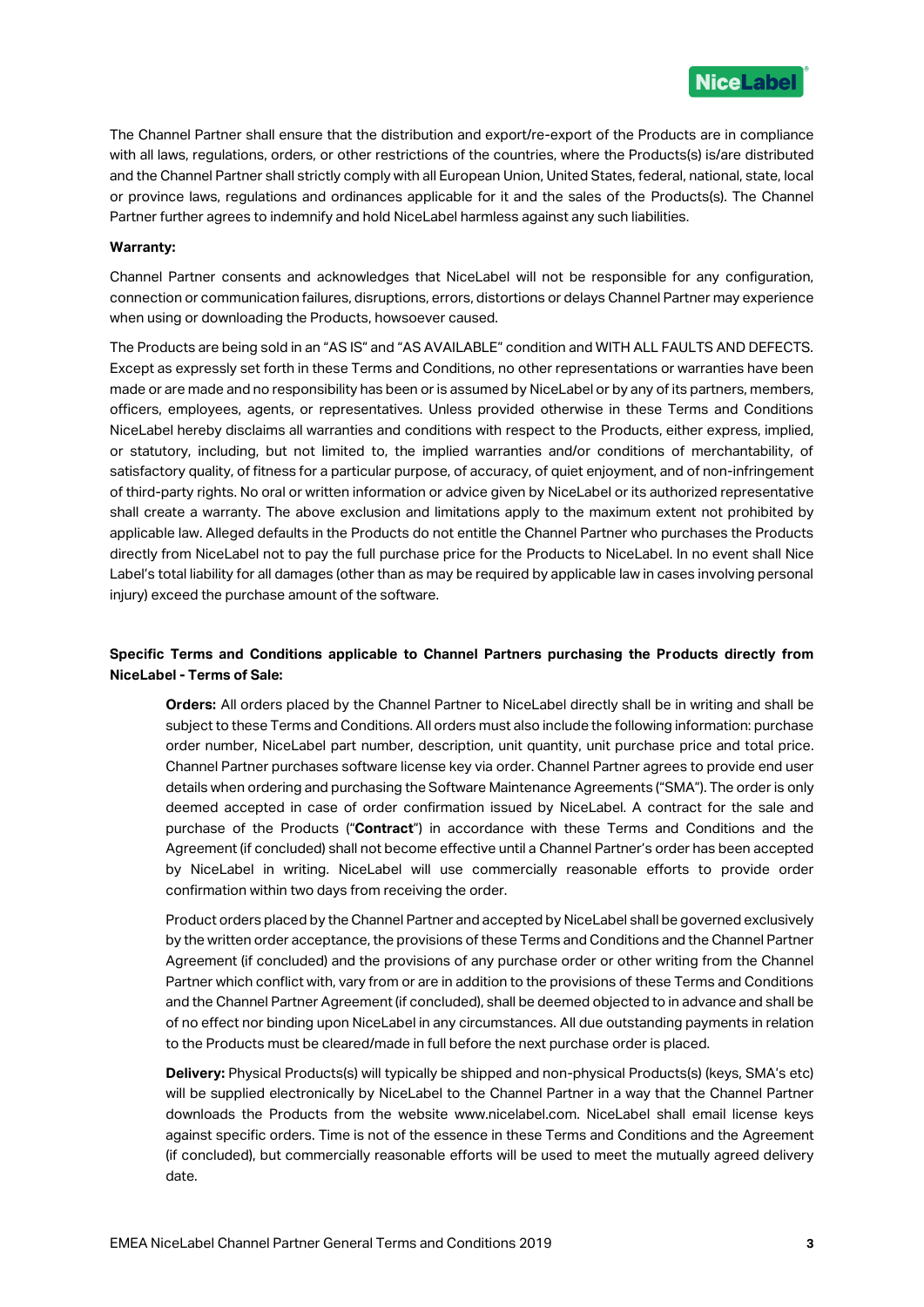The Channel Partner shall ensure that the distribution and export/re-export of the Products are in compliance with all laws, regulations, orders, or other restrictions of the countries, where the Products(s) is/are distributed and the Channel Partner shall strictly comply with all European Union, United States, federal, national, state, local or province laws, regulations and ordinances applicable for it and the sales of the Products(s). The Channel Partner further agrees to indemnify and hold NiceLabel harmless against any such liabilities.

**Warranty:**

Channel Partner consents and acknowledges that NiceLabel will not be responsible for any configuration, connection or communication failures, disruptions, errors, distortions or delays Channel Partner may experience when using or downloading the Products, howsoever caused.

The Products are being sold in an "AS IS" and "AS AVAILABLE" condition and WITH ALL FAULTS AND DEFECTS. Except as expressly set forth in these Terms and Conditions, no other representations or warranties have been made or are made and no responsibility has been or is assumed by NiceLabel or by any of its partners, members, officers, employees, agents, or representatives. Unless provided otherwise in these Terms and Conditions NiceLabel hereby disclaims all warranties and conditions with respect to the Products, either express, implied, or statutory, including, but not limited to, the implied warranties and/or conditions of merchantability, of satisfactory quality, of fitness for a particular purpose, of accuracy, of quiet enjoyment, and of non-infringement of third-party rights. No oral or written information or advice given by NiceLabel or its authorized representative shall create a warranty. The above exclusion and limitations apply to the maximum extent not prohibited by applicable law. Alleged defaults in the Products do not entitle the Channel Partner who purchases the Products directly from NiceLabel not to pay the full purchase price for the Products to NiceLabel. In no event shall Nice Label's total liability for all damages (other than as may be required by applicable law in cases involving personal injury) exceed the purchase amount of the software.

**Specific Terms and Conditions applicable to Channel Partners purchasing the Products directly from NiceLabel - Terms of Sale:**

**Orders:** All orders placed by the Channel Partner to NiceLabel directly shall be in writing and shall be subject to these Terms and Conditions. All orders must also include the following information: purchase order number, NiceLabel part number, description, unit quantity, unit purchase price and total price. Channel Partner purchases software license key via order. Channel Partner agrees to provide end user details when ordering and purchasing the Software Maintenance Agreements ("SMA"). The order is only deemed accepted in case of order confirmation issued by NiceLabel. A contract for the sale and purchase of the Products ("**Contract**") in accordance with these Terms and Conditions and the Agreement (if concluded) shall not become effective until a Channel Partner's order has been accepted by NiceLabel in writing. NiceLabel will use commercially reasonable efforts to provide order confirmation within two days from receiving the order.

Product orders placed by the Channel Partner and accepted by NiceLabel shall be governed exclusively by the written order acceptance, the provisions of these Terms and Conditions and the Channel Partner Agreement (if concluded) and the provisions of any purchase order or other writing from the Channel Partner which conflict with, vary from or are in addition to the provisions of these Terms and Conditions and the Channel Partner Agreement (if concluded), shall be deemed objected to in advance and shall be of no effect nor binding upon NiceLabel in any circumstances. All due outstanding payments in relation to the Products must be cleared/made in full before the next purchase order is placed.

**Delivery:** Physical Products(s) will typically be shipped and non-physical Products(s) (keys, SMA's etc) will be supplied electronically by NiceLabel to the Channel Partner in a way that the Channel Partner downloads the Products from the website www.nicelabel.com. NiceLabel shall email license keys against specific orders. Time is not of the essence in these Terms and Conditions and the Agreement (if concluded), but commercially reasonable efforts will be used to meet the mutually agreed delivery date.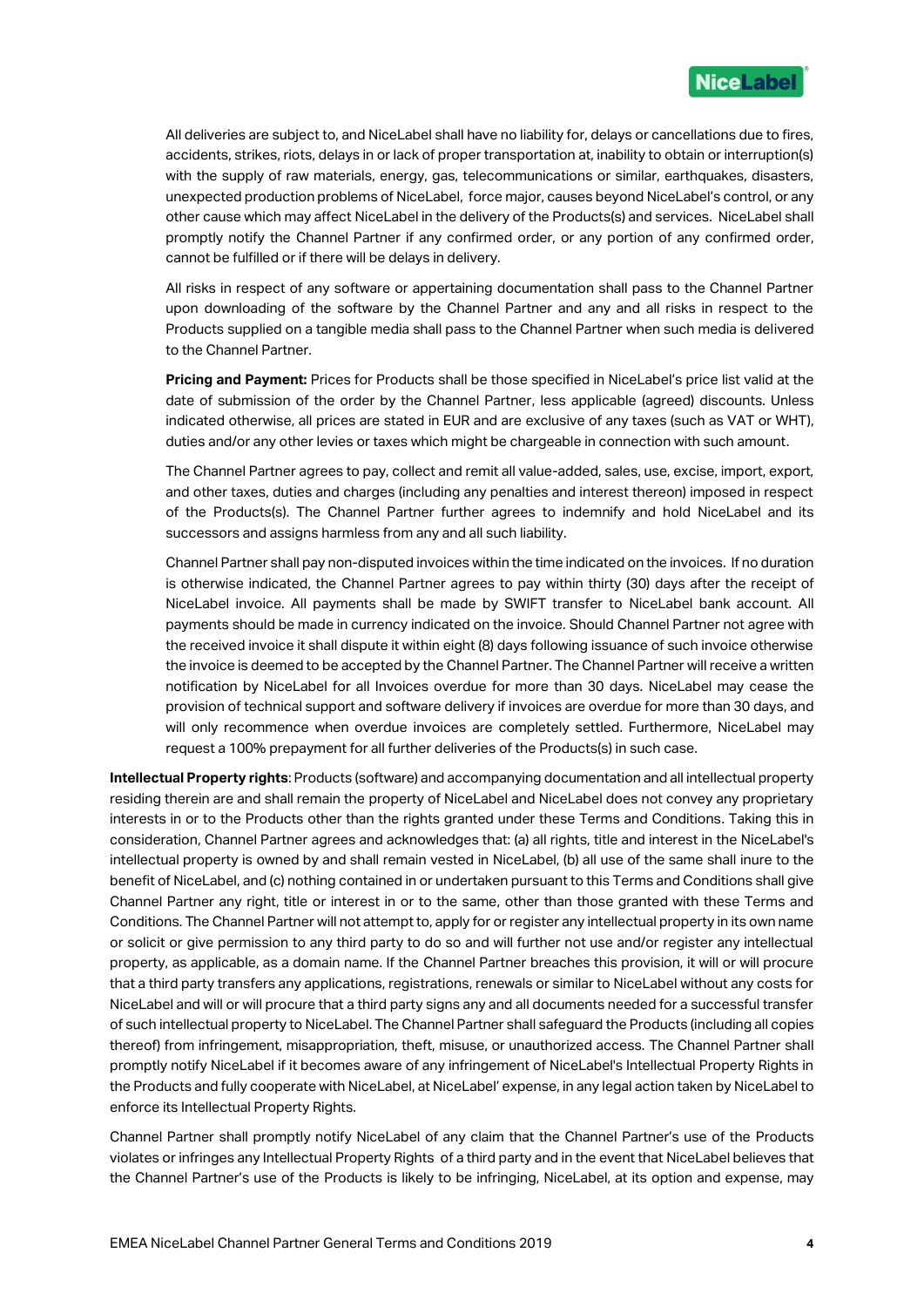All deliveries are subject to, and NiceLabel shall have no liability for, delays or cancellations due to fires, accidents, strikes, riots, delays in or lack of proper transportation at, inability to obtain or interruption(s) with the supply of raw materials, energy, gas, telecommunications or similar, earthquakes, disasters, unexpected production problems of NiceLabel, force major, causes beyond NiceLabel's control, or any other cause which may affect NiceLabel in the delivery of the Products(s) and services. NiceLabel shall promptly notify the Channel Partner if any confirmed order, or any portion of any confirmed order, cannot be fulfilled or if there will be delays in delivery.

All risks in respect of any software or appertaining documentation shall pass to the Channel Partner upon downloading of the software by the Channel Partner and any and all risks in respect to the Products supplied on a tangible media shall pass to the Channel Partner when such media is delivered to the Channel Partner.

**Pricing and Payment:** Prices for Products shall be those specified in NiceLabel's price list valid at the date of submission of the order by the Channel Partner, less applicable (agreed) discounts. Unless indicated otherwise, all prices are stated in EUR and are exclusive of any taxes (such as VAT or WHT), duties and/or any other levies or taxes which might be chargeable in connection with such amount.

The Channel Partner agrees to pay, collect and remit all value-added, sales, use, excise, import, export, and other taxes, duties and charges (including any penalties and interest thereon) imposed in respect of the Products(s). The Channel Partner further agrees to indemnify and hold NiceLabel and its successors and assigns harmless from any and all such liability.

Channel Partner shall pay non-disputed invoices within the time indicated on the invoices. If no duration is otherwise indicated, the Channel Partner agrees to pay within thirty (30) days after the receipt of NiceLabel invoice. All payments shall be made by SWIFT transfer to NiceLabel bank account. All payments should be made in currency indicated on the invoice. Should Channel Partner not agree with the received invoice it shall dispute it within eight (8) days following issuance of such invoice otherwise the invoice is deemed to be accepted by the Channel Partner. The Channel Partner will receive a written notification by NiceLabel for all Invoices overdue for more than 30 days. NiceLabel may cease the provision of technical support and software delivery if invoices are overdue for more than 30 days, and will only recommence when overdue invoices are completely settled. Furthermore, NiceLabel may request a 100% prepayment for all further deliveries of the Products(s) in such case.

**Intellectual Property rights**: Products (software) and accompanying documentation and all intellectual property residing therein are and shall remain the property of NiceLabel and NiceLabel does not convey any proprietary interests in or to the Products other than the rights granted under these Terms and Conditions. Taking this in consideration, Channel Partner agrees and acknowledges that: (a) all rights, title and interest in the NiceLabel's intellectual property is owned by and shall remain vested in NiceLabel, (b) all use of the same shall inure to the benefit of NiceLabel, and (c) nothing contained in or undertaken pursuant to this Terms and Conditions shall give Channel Partner any right, title or interest in or to the same, other than those granted with these Terms and Conditions. The Channel Partner will not attempt to, apply for or register any intellectual property in its own name or solicit or give permission to any third party to do so and will further not use and/or register any intellectual property, as applicable, as a domain name. If the Channel Partner breaches this provision, it will or will procure that a third party transfers any applications, registrations, renewals or similar to NiceLabel without any costs for NiceLabel and will or will procure that a third party signs any and all documents needed for a successful transfer of such intellectual property to NiceLabel. The Channel Partner shall safeguard the Products (including all copies thereof) from infringement, misappropriation, theft, misuse, or unauthorized access. The Channel Partner shall promptly notify NiceLabel if it becomes aware of any infringement of NiceLabel's Intellectual Property Rights in the Products and fully cooperate with NiceLabel, at NiceLabel' expense, in any legal action taken by NiceLabel to enforce its Intellectual Property Rights.

Channel Partner shall promptly notify NiceLabel of any claim that the Channel Partner's use of the Products violates or infringes any Intellectual Property Rights of a third party and in the event that NiceLabel believes that the Channel Partner's use of the Products is likely to be infringing, NiceLabel, at its option and expense, may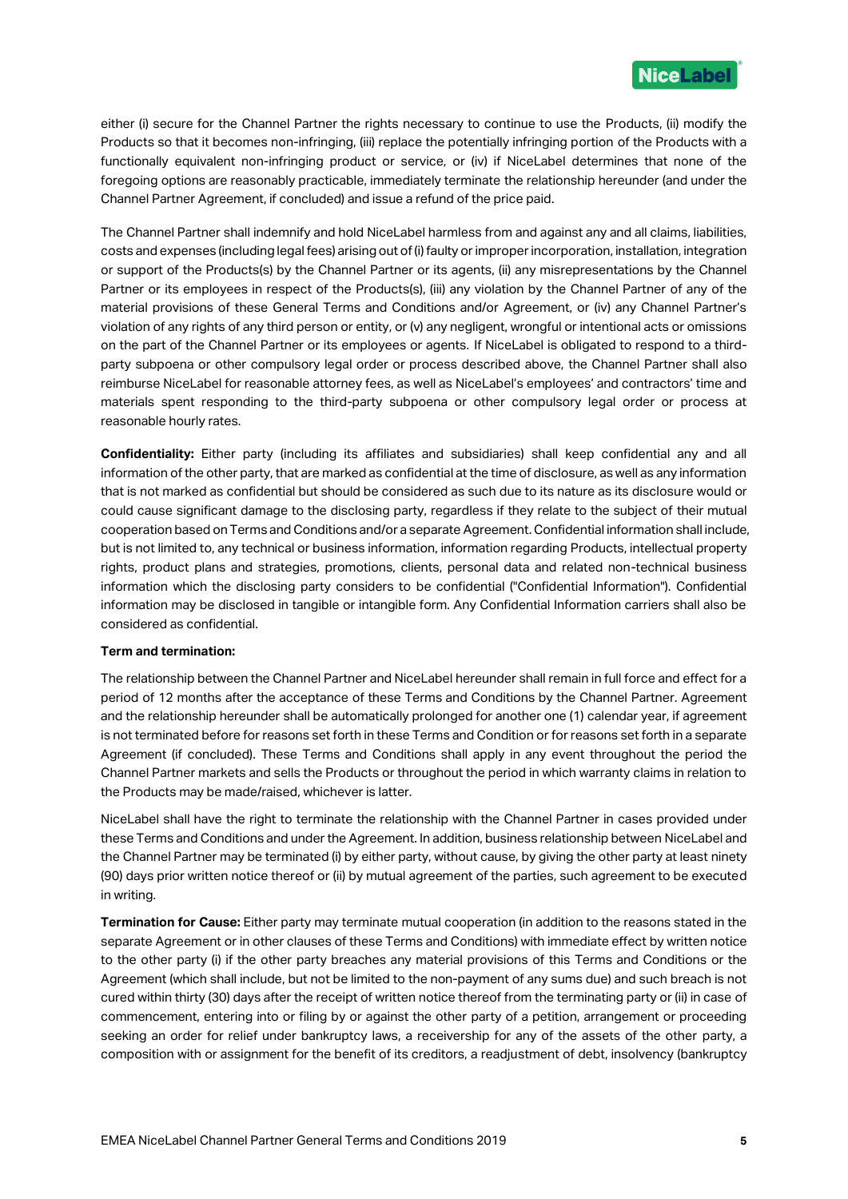either (i) secure for the Channel Partner the rights necessary to continue to use the Products, (ii) modify the Products so that it becomes non-infringing, (iii) replace the potentially infringing portion of the Products with a functionally equivalent non-infringing product or service, or (iv) if NiceLabel determines that none of the foregoing options are reasonably practicable, immediately terminate the relationship hereunder (and under the Channel Partner Agreement, if concluded) and issue a refund of the price paid.

The Channel Partner shall indemnify and hold NiceLabel harmless from and against any and all claims, liabilities, costs and expenses (including legal fees) arising out of (i) faulty or improper incorporation, installation, integration or support of the Products(s) by the Channel Partner or its agents, (ii) any misrepresentations by the Channel Partner or its employees in respect of the Products(s), (iii) any violation by the Channel Partner of any of the material provisions of these General Terms and Conditions and/or Agreement, or (iv) any Channel Partner's violation of any rights of any third person or entity, or (v) any negligent, wrongful or intentional acts or omissions on the part of the Channel Partner or its employees or agents. If NiceLabel is obligated to respond to a third-party subpoena or other compulsory legal order or process described above, the Channel Partner shall also reimburse NiceLabel for reasonable attorney fees, as well as NiceLabel's employees' and contractors' time and materials spent responding to the third-party subpoena or other compulsory legal order or process at reasonable hourly rates.

**Confidentiality:** Either party (including its affiliates and subsidiaries) shall keep confidential any and all information of the other party, that are marked as confidential at the time of disclosure, as well as any information that is not marked as confidential but should be considered as such due to its nature as its disclosure would or could cause significant damage to the disclosing party, regardless if they relate to the subject of their mutual cooperation based on Terms and Conditions and/or a separate Agreement. Confidential information shall include, but is not limited to, any technical or business information, information regarding Products, intellectual property rights, product plans and strategies, promotions, clients, personal data and related non-technical business information which the disclosing party considers to be confidential ("Confidential Information"). Confidential information may be disclosed in tangible or intangible form. Any Confidential Information carriers shall also be considered as confidential.

**Term and termination:**

The relationship between the Channel Partner and NiceLabel hereunder shall remain in full force and effect for a period of 12 months after the acceptance of these Terms and Conditions by the Channel Partner. Agreement and the relationship hereunder shall be automatically prolonged for another one (1) calendar year, if agreement is not terminated before for reasons set forth in these Terms and Condition or for reasons set forth in a separate Agreement (if concluded). These Terms and Conditions shall apply in any event throughout the period the Channel Partner markets and sells the Products or throughout the period in which warranty claims in relation to the Products may be made/raised, whichever is latter.

NiceLabel shall have the right to terminate the relationship with the Channel Partner in cases provided under these Terms and Conditions and under the Agreement. In addition, business relationship between NiceLabel and the Channel Partner may be terminated (i) by either party, without cause, by giving the other party at least ninety (90) days prior written notice thereof or (ii) by mutual agreement of the parties, such agreement to be executed in writing.

**Termination for Cause:** Either party may terminate mutual cooperation (in addition to the reasons stated in the separate Agreement or in other clauses of these Terms and Conditions) with immediate effect by written notice to the other party (i) if the other party breaches any material provisions of this Terms and Conditions or the Agreement (which shall include, but not be limited to the non-payment of any sums due) and such breach is not cured within thirty (30) days after the receipt of written notice thereof from the terminating party or (ii) in case of commencement, entering into or filing by or against the other party of a petition, arrangement or proceeding seeking an order for relief under bankruptcy laws, a receivership for any of the assets of the other party, a composition with or assignment for the benefit of its creditors, a readjustment of debt, insolvency (bankruptcy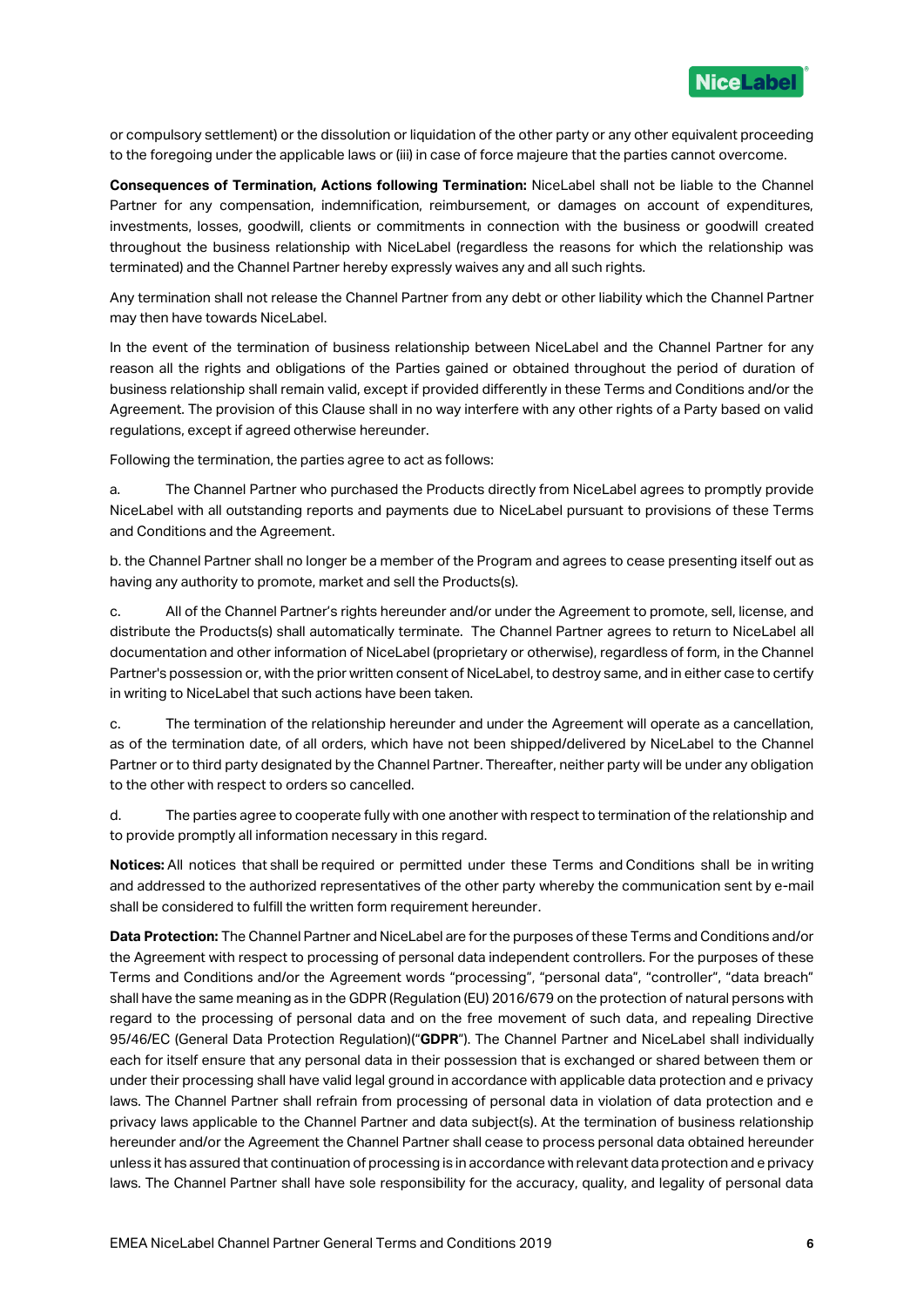or compulsory settlement) or the dissolution or liquidation of the other party or any other equivalent proceeding to the foregoing under the applicable laws or (iii) in case of force majeure that the parties cannot overcome.

**Consequences of Termination, Actions following Termination:** NiceLabel shall not be liable to the Channel Partner for any compensation, indemnification, reimbursement, or damages on account of expenditures, investments, losses, goodwill, clients or commitments in connection with the business or goodwill created throughout the business relationship with NiceLabel (regardless the reasons for which the relationship was terminated) and the Channel Partner hereby expressly waives any and all such rights.

Any termination shall not release the Channel Partner from any debt or other liability which the Channel Partner may then have towards NiceLabel.

In the event of the termination of business relationship between NiceLabel and the Channel Partner for any reason all the rights and obligations of the Parties gained or obtained throughout the period of duration of business relationship shall remain valid, except if provided differently in these Terms and Conditions and/or the Agreement. The provision of this Clause shall in no way interfere with any other rights of a Party based on valid regulations, except if agreed otherwise hereunder.

Following the termination, the parties agree to act as follows:

a. The Channel Partner who purchased the Products directly from NiceLabel agrees to promptly provide NiceLabel with all outstanding reports and payments due to NiceLabel pursuant to provisions of these Terms and Conditions and the Agreement.

b. the Channel Partner shall no longer be a member of the Program and agrees to cease presenting itself out as having any authority to promote, market and sell the Products(s).

c. All of the Channel Partner's rights hereunder and/or under the Agreement to promote, sell, license, and distribute the Products(s) shall automatically terminate. The Channel Partner agrees to return to NiceLabel all documentation and other information of NiceLabel (proprietary or otherwise), regardless of form, in the Channel Partner's possession or, with the prior written consent of NiceLabel, to destroy same, and in either case to certify in writing to NiceLabel that such actions have been taken.

c. The termination of the relationship hereunder and under the Agreement will operate as a cancellation, as of the termination date, of all orders, which have not been shipped/delivered by NiceLabel to the Channel Partner or to third party designated by the Channel Partner. Thereafter, neither party will be under any obligation to the other with respect to orders so cancelled.

d. The parties agree to cooperate fully with one another with respect to termination of the relationship and to provide promptly all information necessary in this regard.

**Notices:** All notices that shall be required or permitted under these Terms and Conditions shall be in writing and addressed to the authorized representatives of the other party whereby the communication sent by e-mail shall be considered to fulfill the written form requirement hereunder.

**Data Protection:** The Channel Partner and NiceLabel are for the purposes of these Terms and Conditions and/or the Agreement with respect to processing of personal data independent controllers. For the purposes of these Terms and Conditions and/or the Agreement words "processing", "personal data", "controller", "data breach" shall have the same meaning as in the GDPR (Regulation (EU) 2016/679 on the protection of natural persons with regard to the processing of personal data and on the free movement of such data, and repealing Directive 95/46/EC (General Data Protection Regulation)("**GDPR**"). The Channel Partner and NiceLabel shall individually each for itself ensure that any personal data in their possession that is exchanged or shared between them or under their processing shall have valid legal ground in accordance with applicable data protection and e privacy laws. The Channel Partner shall refrain from processing of personal data in violation of data protection and e privacy laws applicable to the Channel Partner and data subject(s). At the termination of business relationship hereunder and/or the Agreement the Channel Partner shall cease to process personal data obtained hereunder unless it has assured that continuation of processing is in accordance with relevant data protection and e privacy laws. The Channel Partner shall have sole responsibility for the accuracy, quality, and legality of personal data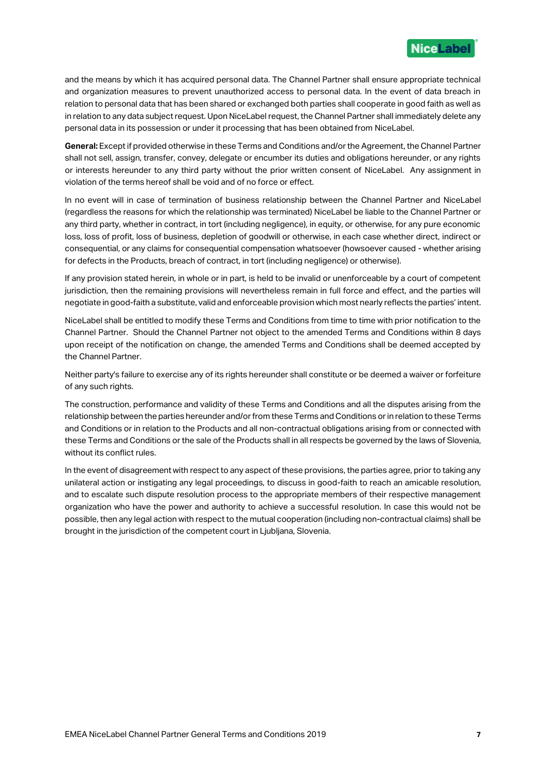and the means by which it has acquired personal data. The Channel Partner shall ensure appropriate technical and organization measures to prevent unauthorized access to personal data. In the event of data breach in relation to personal data that has been shared or exchanged both parties shall cooperate in good faith as well as in relation to any data subject request. Upon NiceLabel request, the Channel Partner shall immediately delete any personal data in its possession or under it processing that has been obtained from NiceLabel.

**General:** Except if provided otherwise in these Terms and Conditions and/or the Agreement, the Channel Partner shall not sell, assign, transfer, convey, delegate or encumber its duties and obligations hereunder, or any rights or interests hereunder to any third party without the prior written consent of NiceLabel. Any assignment in violation of the terms hereof shall be void and of no force or effect.

In no event will in case of termination of business relationship between the Channel Partner and NiceLabel (regardless the reasons for which the relationship was terminated) NiceLabel be liable to the Channel Partner or any third party, whether in contract, in tort (including negligence), in equity, or otherwise, for any pure economic loss, loss of profit, loss of business, depletion of goodwill or otherwise, in each case whether direct, indirect or consequential, or any claims for consequential compensation whatsoever (howsoever caused - whether arising for defects in the Products, breach of contract, in tort (including negligence) or otherwise).

If any provision stated herein, in whole or in part, is held to be invalid or unenforceable by a court of competent jurisdiction, then the remaining provisions will nevertheless remain in full force and effect, and the parties will negotiate in good-faith a substitute, valid and enforceable provision which most nearly reflects the parties' intent.

NiceLabel shall be entitled to modify these Terms and Conditions from time to time with prior notification to the Channel Partner. Should the Channel Partner not object to the amended Terms and Conditions within 8 days upon receipt of the notification on change, the amended Terms and Conditions shall be deemed accepted by the Channel Partner.

Neither party's failure to exercise any of its rights hereunder shall constitute or be deemed a waiver or forfeiture of any such rights.

The construction, performance and validity of these Terms and Conditions and all the disputes arising from the relationship between the parties hereunder and/or from these Terms and Conditions or in relation to these Terms and Conditions or in relation to the Products and all non-contractual obligations arising from or connected with these Terms and Conditions or the sale of the Products shall in all respects be governed by the laws of Slovenia, without its conflict rules.

In the event of disagreement with respect to any aspect of these provisions, the parties agree, prior to taking any unilateral action or instigating any legal proceedings, to discuss in good-faith to reach an amicable resolution, and to escalate such dispute resolution process to the appropriate members of their respective management organization who have the power and authority to achieve a successful resolution. In case this would not be possible, then any legal action with respect to the mutual cooperation (including non-contractual claims) shall be brought in the jurisdiction of the competent court in Ljubljana, Slovenia.